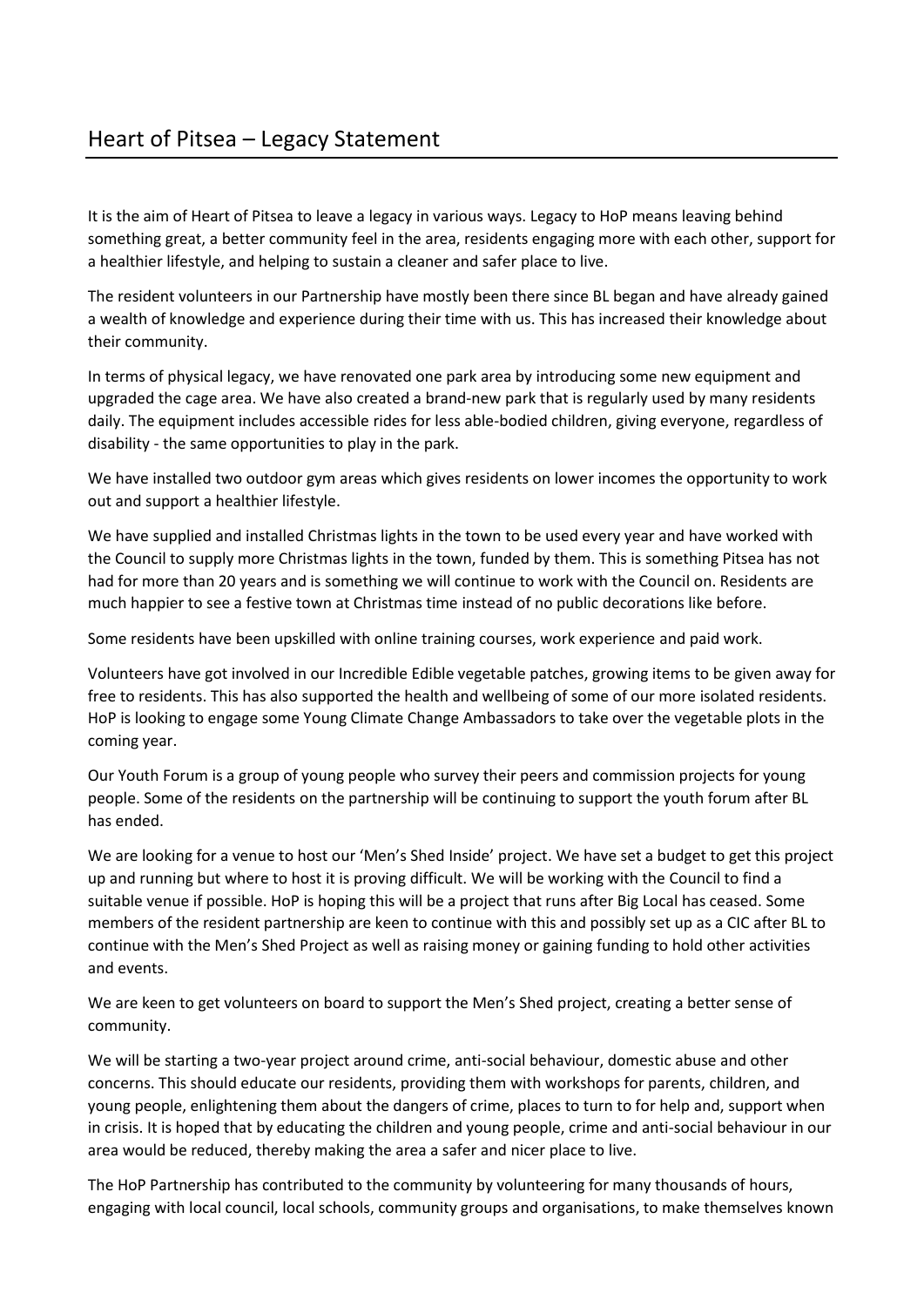# Heart of Pitsea – Legacy Statement

It is the aim of Heart of Pitsea to leave a legacy in various ways. Legacy to HoP means leaving behind something great, a better community feel in the area, residents engaging more with each other, support for a healthier lifestyle, and helping to sustain a cleaner and safer place to live.

The resident volunteers in our Partnership have mostly been there since BL began and have already gained a wealth of knowledge and experience during their time with us. This has increased their knowledge about their community.

In terms of physical legacy, we have renovated one park area by introducing some new equipment and upgraded the cage area. We have also created a brand-new park that is regularly used by many residents daily. The equipment includes accessible rides for less able-bodied children, giving everyone, regardless of disability - the same opportunities to play in the park.

We have installed two outdoor gym areas which gives residents on lower incomes the opportunity to work out and support a healthier lifestyle.

We have supplied and installed Christmas lights in the town to be used every year and have worked with the Council to supply more Christmas lights in the town, funded by them. This is something Pitsea has not had for more than 20 years and is something we will continue to work with the Council on. Residents are much happier to see a festive town at Christmas time instead of no public decorations like before.

Some residents have been upskilled with online training courses, work experience and paid work.

Volunteers have got involved in our Incredible Edible vegetable patches, growing items to be given away for free to residents. This has also supported the health and wellbeing of some of our more isolated residents. HoP is looking to engage some Young Climate Change Ambassadors to take over the vegetable plots in the coming year.

Our Youth Forum is a group of young people who survey their peers and commission projects for young people. Some of the residents on the partnership will be continuing to support the youth forum after BL has ended.

We are looking for a venue to host our 'Men's Shed Inside' project. We have set a budget to get this project up and running but where to host it is proving difficult. We will be working with the Council to find a suitable venue if possible. HoP is hoping this will be a project that runs after Big Local has ceased. Some members of the resident partnership are keen to continue with this and possibly set up as a CIC after BL to continue with the Men's Shed Project as well as raising money or gaining funding to hold other activities and events.

We are keen to get volunteers on board to support the Men's Shed project, creating a better sense of community.

We will be starting a two-year project around crime, anti-social behaviour, domestic abuse and other concerns. This should educate our residents, providing them with workshops for parents, children, and young people, enlightening them about the dangers of crime, places to turn to for help and, support when in crisis. It is hoped that by educating the children and young people, crime and anti-social behaviour in our area would be reduced, thereby making the area a safer and nicer place to live.

The HoP Partnership has contributed to the community by volunteering for many thousands of hours, engaging with local council, local schools, community groups and organisations, to make themselves known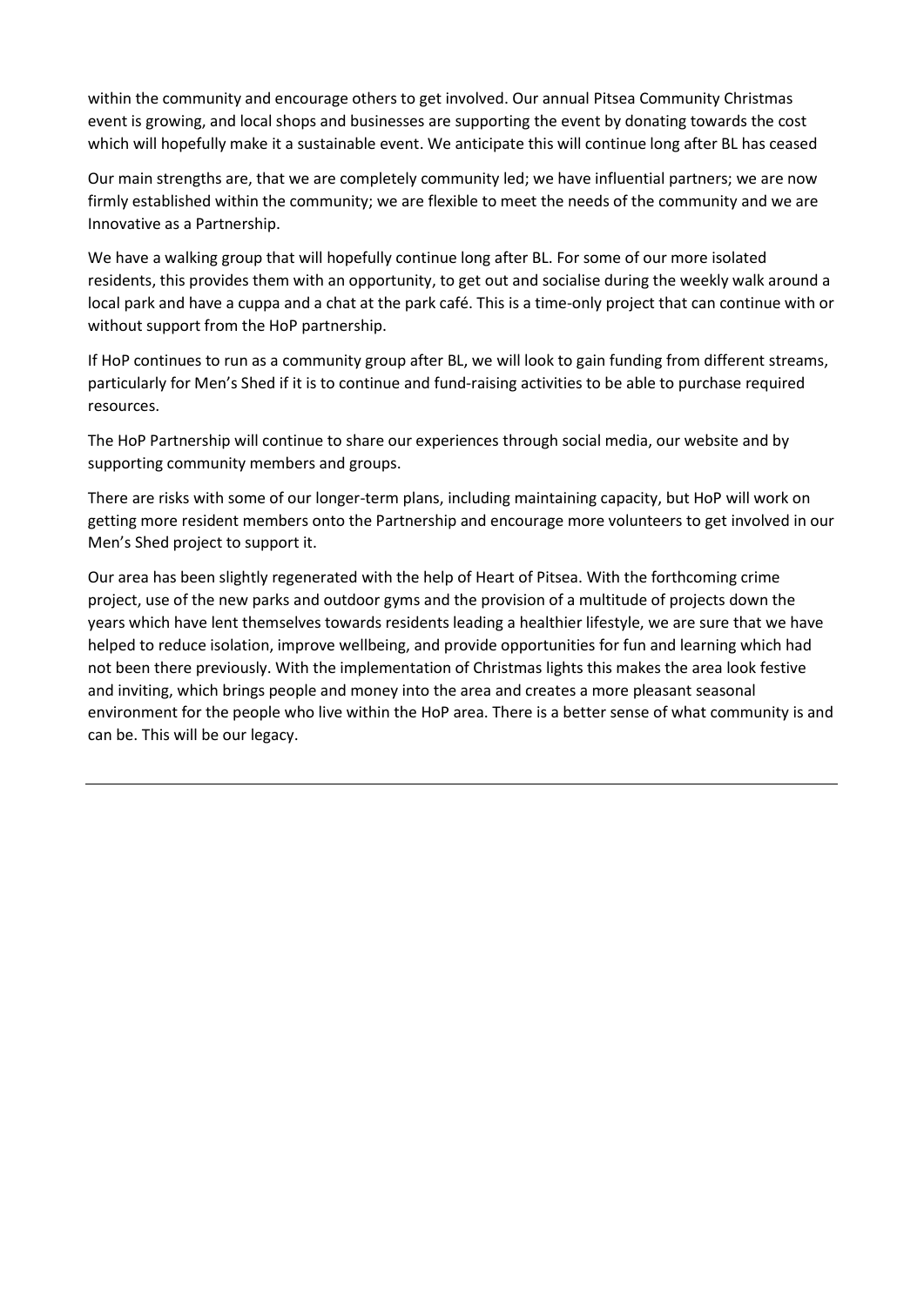within the community and encourage others to get involved. Our annual Pitsea Community Christmas event is growing, and local shops and businesses are supporting the event by donating towards the cost which will hopefully make it a sustainable event. We anticipate this will continue long after BL has ceased

Our main strengths are, that we are completely community led; we have influential partners; we are now firmly established within the community; we are flexible to meet the needs of the community and we are Innovative as a Partnership.

We have a walking group that will hopefully continue long after BL. For some of our more isolated residents, this provides them with an opportunity, to get out and socialise during the weekly walk around a local park and have a cuppa and a chat at the park café. This is a time-only project that can continue with or without support from the HoP partnership.

If HoP continues to run as a community group after BL, we will look to gain funding from different streams, particularly for Men's Shed if it is to continue and fund-raising activities to be able to purchase required resources.

The HoP Partnership will continue to share our experiences through social media, our website and by supporting community members and groups.

There are risks with some of our longer-term plans, including maintaining capacity, but HoP will work on getting more resident members onto the Partnership and encourage more volunteers to get involved in our Men's Shed project to support it.

Our area has been slightly regenerated with the help of Heart of Pitsea. With the forthcoming crime project, use of the new parks and outdoor gyms and the provision of a multitude of projects down the years which have lent themselves towards residents leading a healthier lifestyle, we are sure that we have helped to reduce isolation, improve wellbeing, and provide opportunities for fun and learning which had not been there previously. With the implementation of Christmas lights this makes the area look festive and inviting, which brings people and money into the area and creates a more pleasant seasonal environment for the people who live within the HoP area. There is a better sense of what community is and can be. This will be our legacy.

---